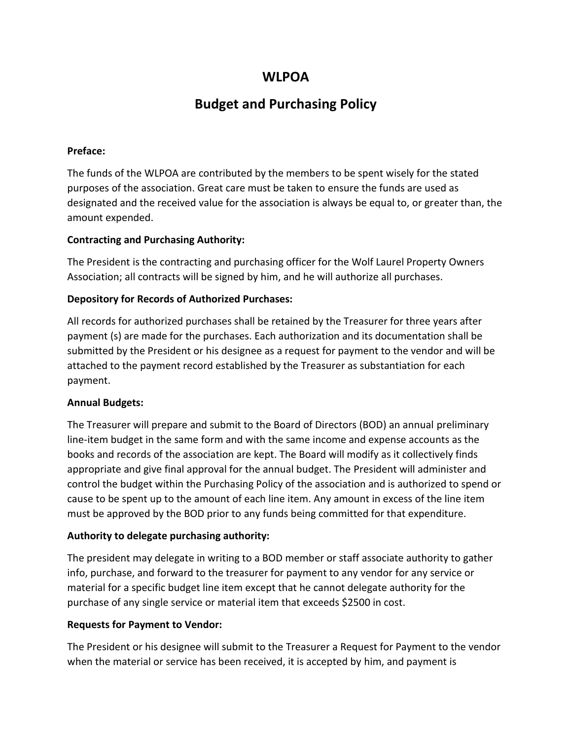# WLPOA

## Budget and Purchasing Policy

**Preface:**

The funds of the WLPOA are contributed by the members to be spent wisely for the stated purposes of the association. Great care must be taken to ensure the funds are used as designated and the received value for the association is always be equal to, or greater than, the amount expended.

**Contracting and Purchasing Authority:**

The President is the contracting and purchasing officer for the Wolf Laurel Property Owners Association; all contracts will be signed by him, and he will authorize all purchases.

**Depository for Records of Authorized Purchases:**

All records for authorized purchases shall be retained by the Treasurer for three years after payment (s) are made for the purchases. Each authorization and its documentation shall be submitted by the President or his designee as a request for payment to the vendor and will be attached to the payment record established by the Treasurer as substantiation for each payment.

**Annual Budgets:**

The Treasurer will prepare and submit to the Board of Directors (BOD) an annual preliminary line-item budget in the same form and with the same income and expense accounts as the books and records of the association are kept. The Board will modify as it collectively finds appropriate and give final approval for the annual budget. The President will administer and control the budget within the Purchasing Policy of the association and is authorized to spend or cause to be spent up to the amount of each line item. Any amount in excess of the line item must be approved by the BOD prior to any funds being committed for that expenditure.

**Authority to delegate purchasing authority:**

The president may delegate in writing to a BOD member or staff associate authority to gather info, purchase, and forward to the treasurer for payment to any vendor for any service or material for a specific budget line item except that he cannot delegate authority for the purchase of any single service or material item that exceeds $2500 in cost.

**Requests for Payment to Vendor:**

The President or his designee will submit to the Treasurer a Request for Payment to the vendor when the material or service has been received, it is accepted by him, and payment is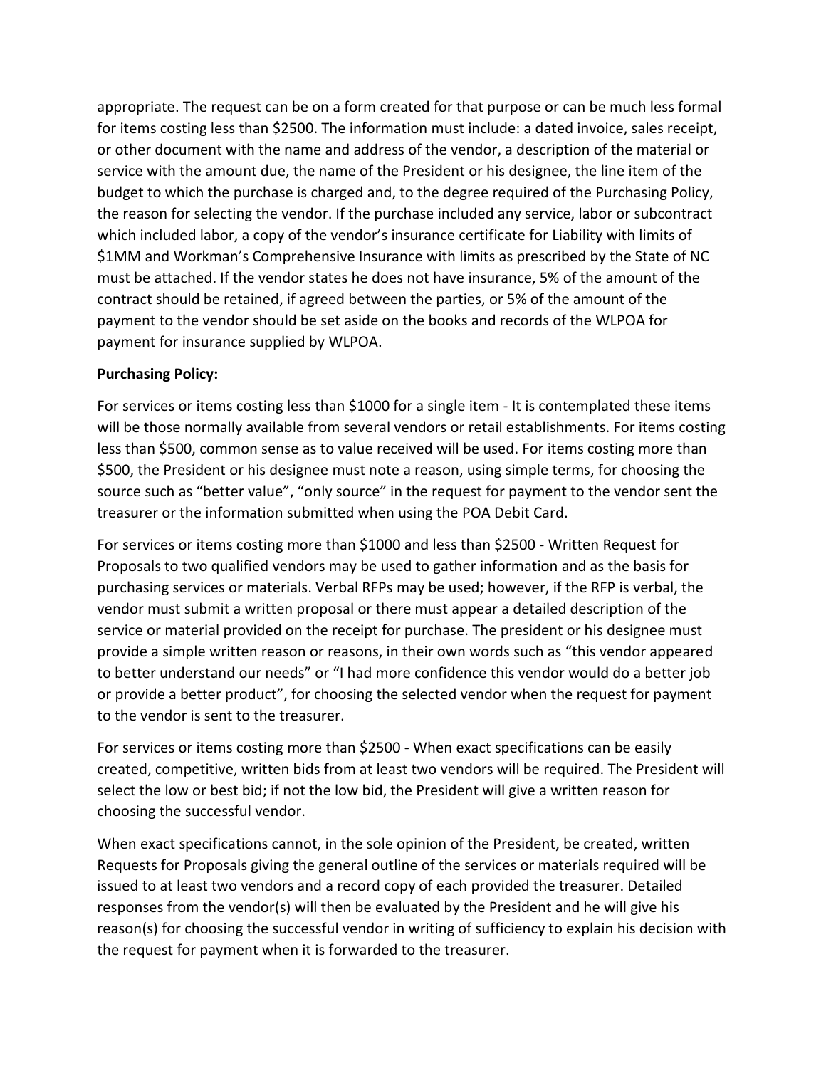appropriate. The request can be on a form created for that purpose or can be much less formal for items costing less than $2500. The information must include: a dated invoice, sales receipt, or other document with the name and address of the vendor, a description of the material or service with the amount due, the name of the President or his designee, the line item of the budget to which the purchase is charged and, to the degree required of the Purchasing Policy, the reason for selecting the vendor. If the purchase included any service, labor or subcontract which included labor, a copy of the vendor's insurance certificate for Liability with limits of $1MM and Workman's Comprehensive Insurance with limits as prescribed by the State of NC must be attached. If the vendor states he does not have insurance, 5% of the amount of the contract should be retained, if agreed between the parties, or 5% of the amount of the payment to the vendor should be set aside on the books and records of the WLPOA for payment for insurance supplied by WLPOA.

**Purchasing Policy:**

For services or items costing less than $1000 for a single item - It is contemplated these items will be those normally available from several vendors or retail establishments. For items costing less than $500, common sense as to value received will be used. For items costing more than $500, the President or his designee must note a reason, using simple terms, for choosing the source such as "better value", "only source" in the request for payment to the vendor sent the treasurer or the information submitted when using the POA Debit Card.

For services or items costing more than $1000 and less than $2500 - Written Request for Proposals to two qualified vendors may be used to gather information and as the basis for purchasing services or materials. Verbal RFPs may be used; however, if the RFP is verbal, the vendor must submit a written proposal or there must appear a detailed description of the service or material provided on the receipt for purchase. The president or his designee must provide a simple written reason or reasons, in their own words such as "this vendor appeared to better understand our needs" or "I had more confidence this vendor would do a better job or provide a better product", for choosing the selected vendor when the request for payment to the vendor is sent to the treasurer.

For services or items costing more than $2500 - When exact specifications can be easily created, competitive, written bids from at least two vendors will be required. The President will select the low or best bid; if not the low bid, the President will give a written reason for choosing the successful vendor.

When exact specifications cannot, in the sole opinion of the President, be created, written Requests for Proposals giving the general outline of the services or materials required will be issued to at least two vendors and a record copy of each provided the treasurer. Detailed responses from the vendor(s) will then be evaluated by the President and he will give his reason(s) for choosing the successful vendor in writing of sufficiency to explain his decision with the request for payment when it is forwarded to the treasurer.